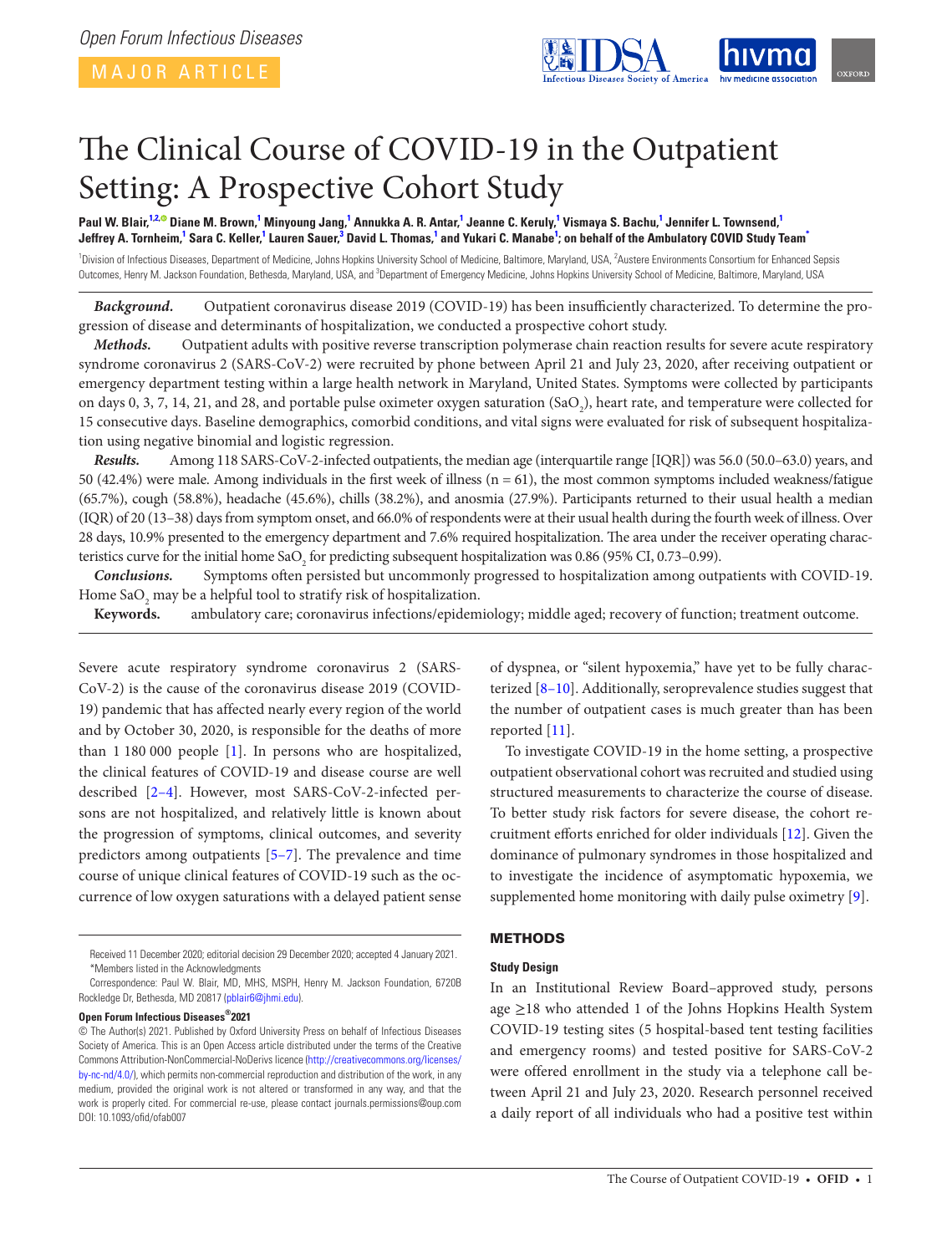Open Forum Infectious Diseases

MAJOR ARTICLE

# The Clinical Course of COVID-19 in the Outpatient Setting: A Prospective Cohort Study

**Paul W. Blair,[1,2] Diane M. Brown,[1] Minyoung Jang,[1] Annukka A. R. Antar,[1] Jeanne C. Keruly,[1] Vismaya S. Bachu,[1] Jennifer L. Townsend,[1] Jeffrey A. Tornheim,[1] Sara C. Keller,[1] Lauren Sauer,[3] David L. Thomas,[1] and Yukari C. Manabe[1]; on behalf of the Ambulatory COVID Study Team[*]**

[1]Division of Infectious Diseases, Department of Medicine, Johns Hopkins University School of Medicine, Baltimore, Maryland, USA, [2]Austere Environments Consortium for Enhanced Sepsis Outcomes, Henry M. Jackson Foundation, Bethesda, Maryland, USA, and [3]Department of Emergency Medicine, Johns Hopkins University School of Medicine, Baltimore, Maryland, USA

***Background.*** Outpatient coronavirus disease 2019 (COVID-19) has been insufficiently characterized. To determine the progression of disease and determinants of hospitalization, we conducted a prospective cohort study.

***Methods.*** Outpatient adults with positive reverse transcription polymerase chain reaction results for severe acute respiratory syndrome coronavirus 2 (SARS-CoV-2) were recruited by phone between April 21 and July 23, 2020, after receiving outpatient or emergency department testing within a large health network in Maryland, United States. Symptoms were collected by participants on days 0, 3, 7, 14, 21, and 28, and portable pulse oximeter oxygen saturation ($SaO_2$), heart rate, and temperature were collected for 15 consecutive days. Baseline demographics, comorbid conditions, and vital signs were evaluated for risk of subsequent hospitalization using negative binomial and logistic regression.

***Results.*** Among 118 SARS-CoV-2-infected outpatients, the median age (interquartile range [IQR]) was 56.0 (50.0–63.0) years, and 50 (42.4%) were male. Among individuals in the first week of illness (n = 61), the most common symptoms included weakness/fatigue (65.7%), cough (58.8%), headache (45.6%), chills (38.2%), and anosmia (27.9%). Participants returned to their usual health a median (IQR) of 20 (13–38) days from symptom onset, and 66.0% of respondents were at their usual health during the fourth week of illness. Over 28 days, 10.9% presented to the emergency department and 7.6% required hospitalization. The area under the receiver operating characteristics curve for the initial home $SaO_2$ for predicting subsequent hospitalization was 0.86 (95% CI, 0.73–0.99).

***Conclusions.*** Symptoms often persisted but uncommonly progressed to hospitalization among outpatients with COVID-19. Home $SaO_2$ may be a helpful tool to stratify risk of hospitalization.

**Keywords.** ambulatory care; coronavirus infections/epidemiology; middle aged; recovery of function; treatment outcome.

Severe acute respiratory syndrome coronavirus 2 (SARS-CoV-2) is the cause of the coronavirus disease 2019 (COVID-19) pandemic that has affected nearly every region of the world and by October 30, 2020, is responsible for the deaths of more than 1 180 000 people [1]. In persons who are hospitalized, the clinical features of COVID-19 and disease course are well described [2–4]. However, most SARS-CoV-2-infected persons are not hospitalized, and relatively little is known about the progression of symptoms, clinical outcomes, and severity predictors among outpatients [5–7]. The prevalence and time course of unique clinical features of COVID-19 such as the occurrence of low oxygen saturations with a delayed patient sense of dyspnea, or "silent hypoxemia," have yet to be fully characterized [8–10]. Additionally, seroprevalence studies suggest that the number of outpatient cases is much greater than has been reported [11].

To investigate COVID-19 in the home setting, a prospective outpatient observational cohort was recruited and studied using structured measurements to characterize the course of disease. To better study risk factors for severe disease, the cohort recruitment efforts enriched for older individuals [12]. Given the dominance of pulmonary syndromes in those hospitalized and to investigate the incidence of asymptomatic hypoxemia, we supplemented home monitoring with daily pulse oximetry [9].

## METHODS

### Study Design

In an Institutional Review Board–approved study, persons age ≥18 who attended 1 of the Johns Hopkins Health System COVID-19 testing sites (5 hospital-based tent testing facilities and emergency rooms) and tested positive for SARS-CoV-2 were offered enrollment in the study via a telephone call between April 21 and July 23, 2020. Research personnel received a daily report of all individuals who had a positive test within

Received 11 December 2020; editorial decision 29 December 2020; accepted 4 January 2021.
*Members listed in the Acknowledgments

Correspondence: Paul W. Blair, MD, MHS, MSPH, Henry M. Jackson Foundation, 6720B Rockledge Dr, Bethesda, MD 20817 (pblair6@jhmi.edu).

**Open Forum Infectious Diseases®2021**

© The Author(s) 2021. Published by Oxford University Press on behalf of Infectious Diseases Society of America. This is an Open Access article distributed under the terms of the Creative Commons Attribution-NonCommercial-NoDerivs licence (http://creativecommons.org/licenses/by-nc-nd/4.0/), which permits non-commercial reproduction and distribution of the work, in any medium, provided the original work is not altered or transformed in any way, and that the work is properly cited. For commercial re-use, please contact journals.permissions@oup.com
DOI: 10.1093/ofid/ofab007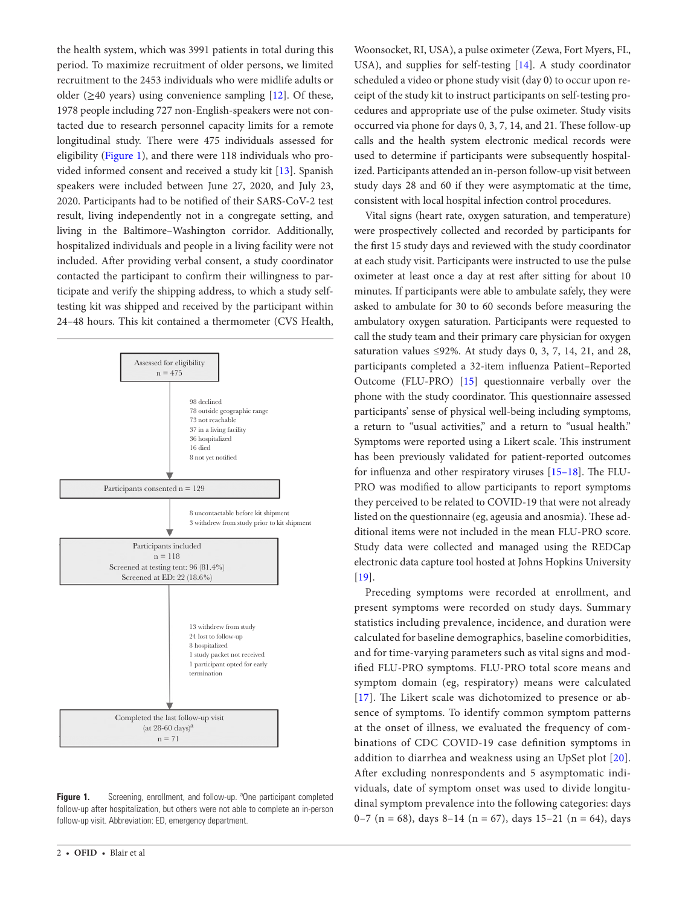the health system, which was 3991 patients in total during this period. To maximize recruitment of older persons, we limited recruitment to the 2453 individuals who were midlife adults or older (≥40 years) using convenience sampling [12]. Of these, 1978 people including 727 non-English-speakers were not contacted due to research personnel capacity limits for a remote longitudinal study. There were 475 individuals assessed for eligibility (Figure 1), and there were 118 individuals who provided informed consent and received a study kit [13]. Spanish speakers were included between June 27, 2020, and July 23, 2020. Participants had to be notified of their SARS-CoV-2 test result, living independently not in a congregate setting, and living in the Baltimore–Washington corridor. Additionally, hospitalized individuals and people in a living facility were not included. After providing verbal consent, a study coordinator contacted the participant to confirm their willingness to participate and verify the shipping address, to which a study self-testing kit was shipped and received by the participant within 24–48 hours. This kit contained a thermometer (CVS Health, Woonsocket, RI, USA), a pulse oximeter (Zewa, Fort Myers, FL, USA), and supplies for self-testing [14]. A study coordinator scheduled a video or phone study visit (day 0) to occur upon receipt of the study kit to instruct participants on self-testing procedures and appropriate use of the pulse oximeter. Study visits occurred via phone for days 0, 3, 7, 14, and 21. These follow-up calls and the health system electronic medical records were used to determine if participants were subsequently hospitalized. Participants attended an in-person follow-up visit between study days 28 and 60 if they were asymptomatic at the time, consistent with local hospital infection control procedures.

Assessed for eligibility
n = 475

98 declined
78 outside geographic range
73 not reachable
37 in a living facility
36 hospitalized
16 died
8 not yet notified

Participants consented n = 129

8 uncontactable before kit shipment
3 withdrew from study prior to kit shipment

Participants included
n = 118
Screened at testing tent: 96 (81.4%)
Screened at ED: 22 (18.6%)

13 withdrew from study
24 lost to follow-up
8 hospitalized
1 study packet not received
1 participant opted for early termination

Completed the last follow-up visit
(at 28-60 days)[a]
n = 71

**Figure 1.** Screening, enrollment, and follow-up. [a]One participant completed follow-up after hospitalization, but others were not able to complete an in-person follow-up visit. Abbreviation: ED, emergency department.

Vital signs (heart rate, oxygen saturation, and temperature) were prospectively collected and recorded by participants for the first 15 study days and reviewed with the study coordinator at each study visit. Participants were instructed to use the pulse oximeter at least once a day at rest after sitting for about 10 minutes. If participants were able to ambulate safely, they were asked to ambulate for 30 to 60 seconds before measuring the ambulatory oxygen saturation. Participants were requested to call the study team and their primary care physician for oxygen saturation values ≤92%. At study days 0, 3, 7, 14, 21, and 28, participants completed a 32-item influenza Patient–Reported Outcome (FLU-PRO) [15] questionnaire verbally over the phone with the study coordinator. This questionnaire assessed participants' sense of physical well-being including symptoms, a return to "usual activities," and a return to "usual health." Symptoms were reported using a Likert scale. This instrument has been previously validated for patient-reported outcomes for influenza and other respiratory viruses [15–18]. The FLU-PRO was modified to allow participants to report symptoms they perceived to be related to COVID-19 that were not already listed on the questionnaire (eg, ageusia and anosmia). These additional items were not included in the mean FLU-PRO score. Study data were collected and managed using the REDCap electronic data capture tool hosted at Johns Hopkins University [19].

Preceding symptoms were recorded at enrollment, and present symptoms were recorded on study days. Summary statistics including prevalence, incidence, and duration were calculated for baseline demographics, baseline comorbidities, and for time-varying parameters such as vital signs and modified FLU-PRO symptoms. FLU-PRO total score means and symptom domain (eg, respiratory) means were calculated [17]. The Likert scale was dichotomized to presence or absence of symptoms. To identify common symptom patterns at the onset of illness, we evaluated the frequency of combinations of CDC COVID-19 case definition symptoms in addition to diarrhea and weakness using an UpSet plot [20]. After excluding nonrespondents and 5 asymptomatic individuals, date of symptom onset was used to divide longitudinal symptom prevalence into the following categories: days 0–7 (n = 68), days 8–14 (n = 67), days 15–21 (n = 64), days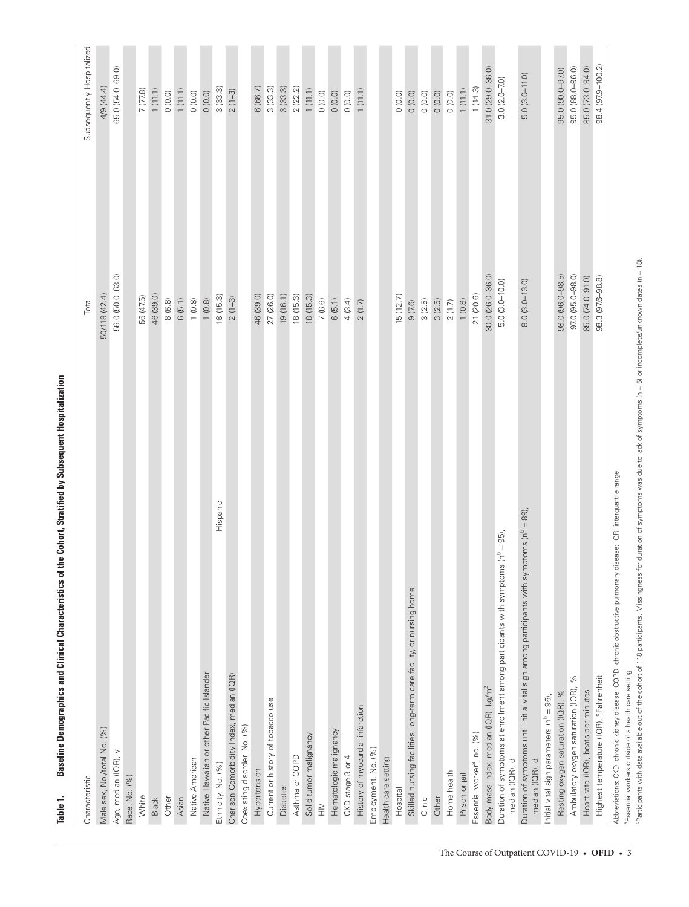**Table 1. Baseline Demographics and Clinical Characteristics of the Cohort, Stratified by Subsequent Hospitalization**

| Characteristic | Total | Subsequently Hospitalized |
|---|---|---|
| Male sex, No./total No. (%) | 50/118 (42.4) | 4/9 (44.4) |
| Age, median (IQR), y | 56.0 (50.0–63.0) | 65.0 (54.0–69.0) |
| Race, No. (%) | | |
| White | 56 (47.5) | 7 (77.8) |
| Black | 46 (39.0) | 1 (11.1) |
| Other | 8 (6.8) | 0 (0.0) |
| Asian | 6 (5.1) | 1 (11.1) |
| Native American | 1 (0.8) | 0 (0.0) |
| Native Hawaiian or other Pacific Islander | 1 (0.8) | 0 (0.0) |
| Ethnicity, No. (%) Hispanic | 18 (15.3) | 3 (33.3) |
| Charlson Comorbidity Index, median (IQR) | 2 (1–3) | 2 (1–3) |
| Coexisting disorder, No. (%) | | |
| Hypertension | 46 (39.0) | 6 (66.7) |
| Current or history of tobacco use | 27 (26.0) | 3 (33.3) |
| Diabetes | 19 (16.1) | 3 (33.3) |
| Asthma or COPD | 18 (15.3) | 2 (22.2) |
| Solid tumor malignancy | 18 (15.3) | 1 (11.1) |
| HIV | 7 (6.6) | 0 (0.0) |
| Hematologic malignancy | 6 (5.1) | 0 (0.0) |
| CKD stage 3 or 4 | 4 (3.4) | 0 (0.0) |
| History of myocardial infarction | 2 (1.7) | 1 (11.1) |
| Employment, No. (%) | | |
| Health care setting | | |
| Hospital | 15 (12.7) | 0 (0.0) |
| Skilled nursing facilities, long-term care facility, or nursing home | 9 (7.6) | 0 (0.0) |
| Clinic | 3 (2.5) | 0 (0.0) |
| Other | 3 (2.5) | 0 (0.0) |
| Home health | 2 (1.7) | 0 (0.0) |
| Prison or jail | 1 (0.8) | 1 (11.1) |
| Essential worker[a], no. (%) | 21 (20.6) | 1 (14.3) |
| Body mass index, median (IQR), kg/m$^2$ | 30.0 (26.0–36.0) | 31.0 (29.0–36.0) |
| Duration of symptoms at enrollment among participants with symptoms (n[b] = 95), median (IQR), d | 5.0 (3.0–10.0) | 3.0 (2.0–7.0) |
| Duration of symptoms until initial vital sign among participants with symptoms (n[b] = 89), median (IQR), d | 8.0 (3.0–13.0) | 5.0 (3.0–11.0) |
| Initial vital sign parameters (n[b] = 96), | | |
| Resting oxygen saturation (IQR), % | 98.0 (96.0–98.5) | 95.0 (90.0–97.0) |
| Ambulatory oxygen saturation (IQR), % | 97.0 (95.0–98.0) | 95.0 (88.0–96.0) |
| Heart rate (IQR), beats per minutes | 85.0 (74.0–91.0) | 85.0 (73.0–94.0) |
| Highest temperature (IQR), °Fahrenheit | 98.3 (97.6–98.8) | 98.4 (97.9–100.2) |

Abbreviations: CKD, chronic kidney disease; COPD, chronic obstructive pulmonary disease; IQR, interquartile range.

[a]Essential workers outside of a health care setting.

[b]Participants with data available out of the cohort of 118 participants. Missingness for duration of symptoms was due to lack of symptoms (n = 5) or incomplete/unknown dates (n = 18).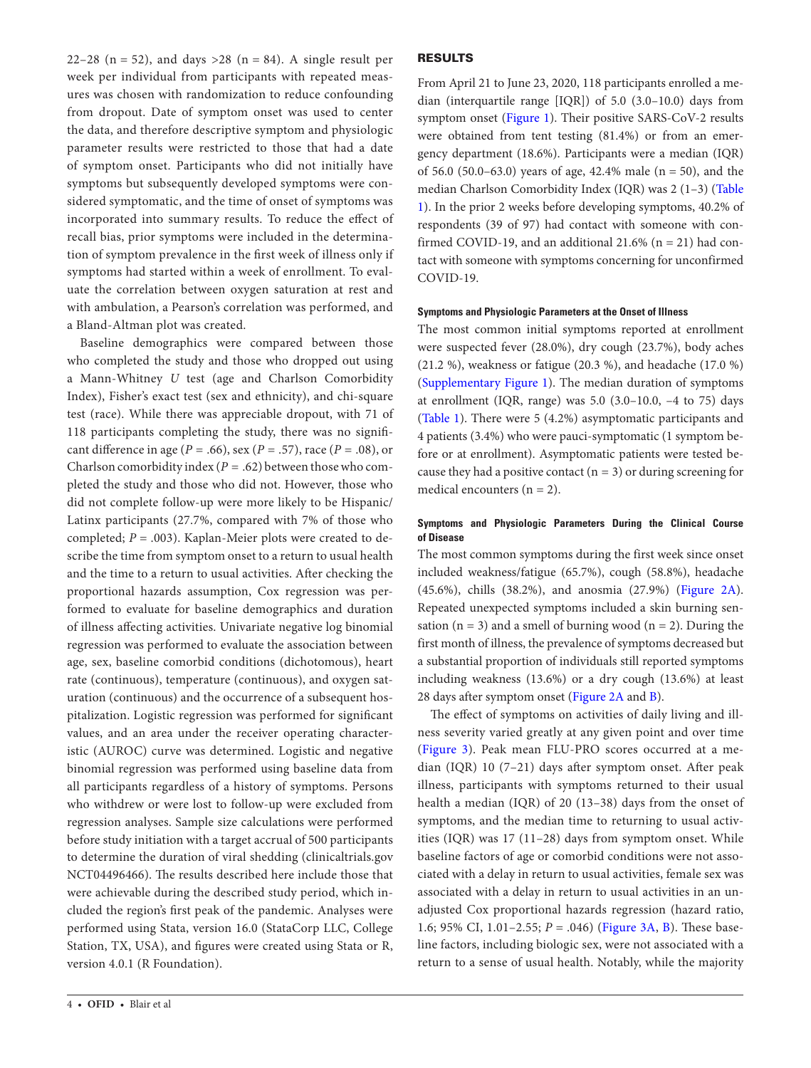22–28 (n = 52), and days >28 (n = 84). A single result per week per individual from participants with repeated measures was chosen with randomization to reduce confounding from dropout. Date of symptom onset was used to center the data, and therefore descriptive symptom and physiologic parameter results were restricted to those that had a date of symptom onset. Participants who did not initially have symptoms but subsequently developed symptoms were considered symptomatic, and the time of onset of symptoms was incorporated into summary results. To reduce the effect of recall bias, prior symptoms were included in the determination of symptom prevalence in the first week of illness only if symptoms had started within a week of enrollment. To evaluate the correlation between oxygen saturation at rest and with ambulation, a Pearson's correlation was performed, and a Bland-Altman plot was created.

Baseline demographics were compared between those who completed the study and those who dropped out using a Mann-Whitney *U* test (age and Charlson Comorbidity Index), Fisher's exact test (sex and ethnicity), and chi-square test (race). While there was appreciable dropout, with 71 of 118 participants completing the study, there was no significant difference in age ($P = .66$), sex ($P = .57$), race ($P = .08$), or Charlson comorbidity index ($P = .62$) between those who completed the study and those who did not. However, those who did not complete follow-up were more likely to be Hispanic/Latinx participants (27.7%, compared with 7% of those who completed; $P = .003$). Kaplan-Meier plots were created to describe the time from symptom onset to a return to usual health and the time to a return to usual activities. After checking the proportional hazards assumption, Cox regression was performed to evaluate for baseline demographics and duration of illness affecting activities. Univariate negative log binomial regression was performed to evaluate the association between age, sex, baseline comorbid conditions (dichotomous), heart rate (continuous), temperature (continuous), and oxygen saturation (continuous) and the occurrence of a subsequent hospitalization. Logistic regression was performed for significant values, and an area under the receiver operating characteristic (AUROC) curve was determined. Logistic and negative binomial regression was performed using baseline data from all participants regardless of a history of symptoms. Persons who withdrew or were lost to follow-up were excluded from regression analyses. Sample size calculations were performed before study initiation with a target accrual of 500 participants to determine the duration of viral shedding (clinicaltrials.gov NCT04496466). The results described here include those that were achievable during the described study period, which included the region's first peak of the pandemic. Analyses were performed using Stata, version 16.0 (StataCorp LLC, College Station, TX, USA), and figures were created using Stata or R, version 4.0.1 (R Foundation).

## RESULTS

From April 21 to June 23, 2020, 118 participants enrolled a median (interquartile range [IQR]) of 5.0 (3.0–10.0) days from symptom onset (Figure 1). Their positive SARS-CoV-2 results were obtained from tent testing (81.4%) or from an emergency department (18.6%). Participants were a median (IQR) of 56.0 (50.0–63.0) years of age, 42.4% male (n = 50), and the median Charlson Comorbidity Index (IQR) was 2 (1–3) (Table 1). In the prior 2 weeks before developing symptoms, 40.2% of respondents (39 of 97) had contact with someone with confirmed COVID-19, and an additional 21.6% (n = 21) had contact with someone with symptoms concerning for unconfirmed COVID-19.

#### Symptoms and Physiologic Parameters at the Onset of Illness

The most common initial symptoms reported at enrollment were suspected fever (28.0%), dry cough (23.7%), body aches (21.2 %), weakness or fatigue (20.3 %), and headache (17.0 %) (Supplementary Figure 1). The median duration of symptoms at enrollment (IQR, range) was 5.0 (3.0–10.0, −4 to 75) days (Table 1). There were 5 (4.2%) asymptomatic participants and 4 patients (3.4%) who were pauci-symptomatic (1 symptom before or at enrollment). Asymptomatic patients were tested because they had a positive contact (n = 3) or during screening for medical encounters (n = 2).

#### Symptoms and Physiologic Parameters During the Clinical Course of Disease

The most common symptoms during the first week since onset included weakness/fatigue (65.7%), cough (58.8%), headache (45.6%), chills (38.2%), and anosmia (27.9%) (Figure 2A). Repeated unexpected symptoms included a skin burning sensation (n = 3) and a smell of burning wood (n = 2). During the first month of illness, the prevalence of symptoms decreased but a substantial proportion of individuals still reported symptoms including weakness (13.6%) or a dry cough (13.6%) at least 28 days after symptom onset (Figure 2A and B).

The effect of symptoms on activities of daily living and illness severity varied greatly at any given point and over time (Figure 3). Peak mean FLU-PRO scores occurred at a median (IQR) 10 (7–21) days after symptom onset. After peak illness, participants with symptoms returned to their usual health a median (IQR) of 20 (13–38) days from the onset of symptoms, and the median time to returning to usual activities (IQR) was 17 (11–28) days from symptom onset. While baseline factors of age or comorbid conditions were not associated with a delay in return to usual activities, female sex was associated with a delay in return to usual activities in an unadjusted Cox proportional hazards regression (hazard ratio, 1.6; 95% CI, 1.01–2.55; $P = .046$) (Figure 3A, B). These baseline factors, including biologic sex, were not associated with a return to a sense of usual health. Notably, while the majority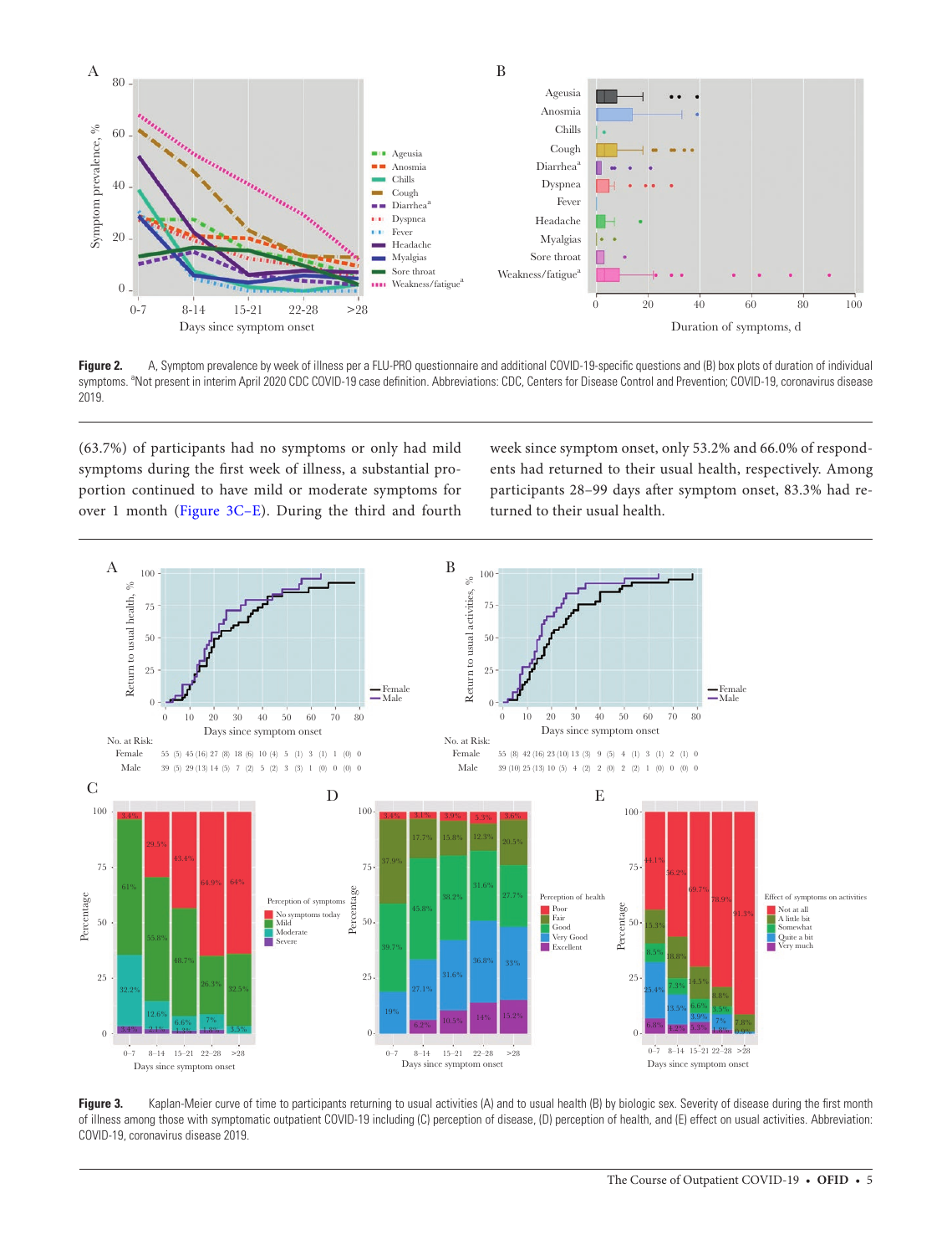**Figure 2.** A, Symptom prevalence by week of illness per a FLU-PRO questionnaire and additional COVID-19-specific questions and (B) box plots of duration of individual symptoms. [a]Not present in interim April 2020 CDC COVID-19 case definition. Abbreviations: CDC, Centers for Disease Control and Prevention; COVID-19, coronavirus disease 2019.

(63.7%) of participants had no symptoms or only had mild symptoms during the first week of illness, a substantial proportion continued to have mild or moderate symptoms for over 1 month (Figure 3C–E). During the third and fourth week since symptom onset, only 53.2% and 66.0% of respondents had returned to their usual health, respectively. Among participants 28–99 days after symptom onset, 83.3% had returned to their usual health.

**Figure 3.** Kaplan-Meier curve of time to participants returning to usual activities (A) and to usual health (B) by biologic sex. Severity of disease during the first month of illness among those with symptomatic outpatient COVID-19 including (C) perception of disease, (D) perception of health, and (E) effect on usual activities. Abbreviation: COVID-19, coronavirus disease 2019.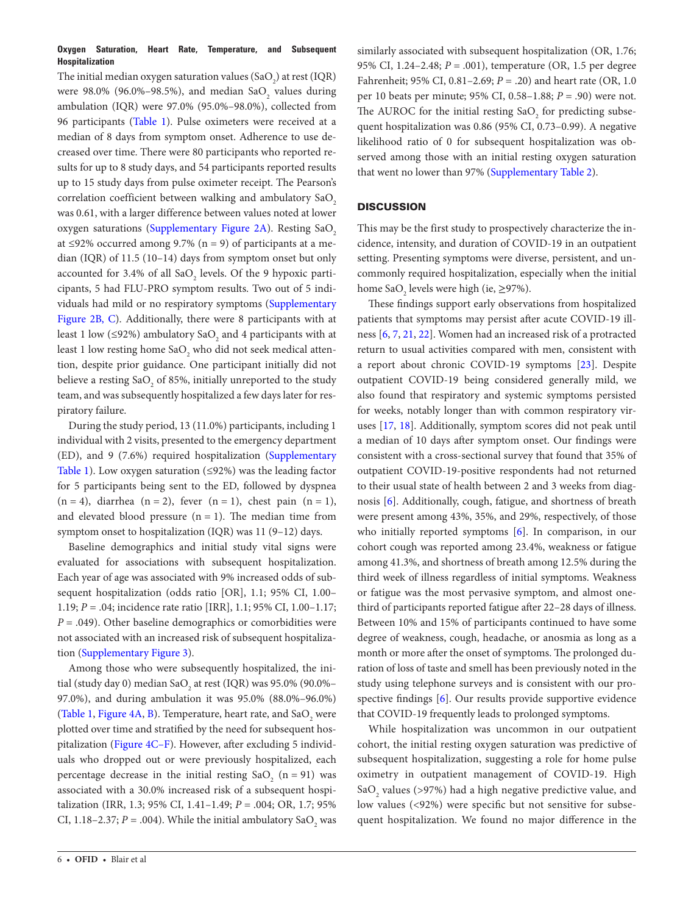**Oxygen Saturation, Heart Rate, Temperature, and Subsequent Hospitalization**

The initial median oxygen saturation values ($SaO_2$) at rest (IQR) were 98.0% (96.0%–98.5%), and median $SaO_2$ values during ambulation (IQR) were 97.0% (95.0%–98.0%), collected from 96 participants (Table 1). Pulse oximeters were received at a median of 8 days from symptom onset. Adherence to use decreased over time. There were 80 participants who reported results for up to 8 study days, and 54 participants reported results up to 15 study days from pulse oximeter receipt. The Pearson's correlation coefficient between walking and ambulatory $SaO_2$ was 0.61, with a larger difference between values noted at lower oxygen saturations (Supplementary Figure 2A). Resting $SaO_2$ at ≤92% occurred among 9.7% (n = 9) of participants at a median (IQR) of 11.5 (10–14) days from symptom onset but only accounted for 3.4% of all $SaO_2$ levels. Of the 9 hypoxic participants, 5 had FLU-PRO symptom results. Two out of 5 individuals had mild or no respiratory symptoms (Supplementary Figure 2B, C). Additionally, there were 8 participants with at least 1 low (≤92%) ambulatory $SaO_2$ and 4 participants with at least 1 low resting home $SaO_2$ who did not seek medical attention, despite prior guidance. One participant initially did not believe a resting $SaO_2$ of 85%, initially unreported to the study team, and was subsequently hospitalized a few days later for respiratory failure.

During the study period, 13 (11.0%) participants, including 1 individual with 2 visits, presented to the emergency department (ED), and 9 (7.6%) required hospitalization (Supplementary Table 1). Low oxygen saturation (≤92%) was the leading factor for 5 participants being sent to the ED, followed by dyspnea (n = 4), diarrhea (n = 2), fever (n = 1), chest pain (n = 1), and elevated blood pressure (n = 1). The median time from symptom onset to hospitalization (IQR) was 11 (9–12) days.

Baseline demographics and initial study vital signs were evaluated for associations with subsequent hospitalization. Each year of age was associated with 9% increased odds of subsequent hospitalization (odds ratio [OR], 1.1; 95% CI, 1.00–1.19; *P* = .04; incidence rate ratio [IRR], 1.1; 95% CI, 1.00–1.17; *P* = .049). Other baseline demographics or comorbidities were not associated with an increased risk of subsequent hospitalization (Supplementary Figure 3).

Among those who were subsequently hospitalized, the initial (study day 0) median $SaO_2$ at rest (IQR) was 95.0% (90.0%–97.0%), and during ambulation it was 95.0% (88.0%–96.0%) (Table 1, Figure 4A, B). Temperature, heart rate, and $SaO_2$ were plotted over time and stratified by the need for subsequent hospitalization (Figure 4C–F). However, after excluding 5 individuals who dropped out or were previously hospitalized, each percentage decrease in the initial resting $SaO_2$ (n = 91) was associated with a 30.0% increased risk of a subsequent hospitalization (IRR, 1.3; 95% CI, 1.41–1.49; *P* = .004; OR, 1.7; 95% CI, 1.18–2.37; *P* = .004). While the initial ambulatory $SaO_2$ was similarly associated with subsequent hospitalization (OR, 1.76; 95% CI, 1.24–2.48; *P* = .001), temperature (OR, 1.5 per degree Fahrenheit; 95% CI, 0.81–2.69; *P* = .20) and heart rate (OR, 1.0 per 10 beats per minute; 95% CI, 0.58–1.88; *P* = .90) were not. The AUROC for the initial resting $SaO_2$ for predicting subsequent hospitalization was 0.86 (95% CI, 0.73–0.99). A negative likelihood ratio of 0 for subsequent hospitalization was observed among those with an initial resting oxygen saturation that went no lower than 97% (Supplementary Table 2).

## DISCUSSION

This may be the first study to prospectively characterize the incidence, intensity, and duration of COVID-19 in an outpatient setting. Presenting symptoms were diverse, persistent, and uncommonly required hospitalization, especially when the initial home $SaO_2$ levels were high (ie, ≥97%).

These findings support early observations from hospitalized patients that symptoms may persist after acute COVID-19 illness [6, 7, 21, 22]. Women had an increased risk of a protracted return to usual activities compared with men, consistent with a report about chronic COVID-19 symptoms [23]. Despite outpatient COVID-19 being considered generally mild, we also found that respiratory and systemic symptoms persisted for weeks, notably longer than with common respiratory viruses [17, 18]. Additionally, symptom scores did not peak until a median of 10 days after symptom onset. Our findings were consistent with a cross-sectional survey that found that 35% of outpatient COVID-19-positive respondents had not returned to their usual state of health between 2 and 3 weeks from diagnosis [6]. Additionally, cough, fatigue, and shortness of breath were present among 43%, 35%, and 29%, respectively, of those who initially reported symptoms [6]. In comparison, in our cohort cough was reported among 23.4%, weakness or fatigue among 41.3%, and shortness of breath among 12.5% during the third week of illness regardless of initial symptoms. Weakness or fatigue was the most pervasive symptom, and almost one-third of participants reported fatigue after 22–28 days of illness. Between 10% and 15% of participants continued to have some degree of weakness, cough, headache, or anosmia as long as a month or more after the onset of symptoms. The prolonged duration of loss of taste and smell has been previously noted in the study using telephone surveys and is consistent with our prospective findings [6]. Our results provide supportive evidence that COVID-19 frequently leads to prolonged symptoms.

While hospitalization was uncommon in our outpatient cohort, the initial resting oxygen saturation was predictive of subsequent hospitalization, suggesting a role for home pulse oximetry in outpatient management of COVID-19. High $SaO_2$ values (>97%) had a high negative predictive value, and low values (<92%) were specific but not sensitive for subsequent hospitalization. We found no major difference in the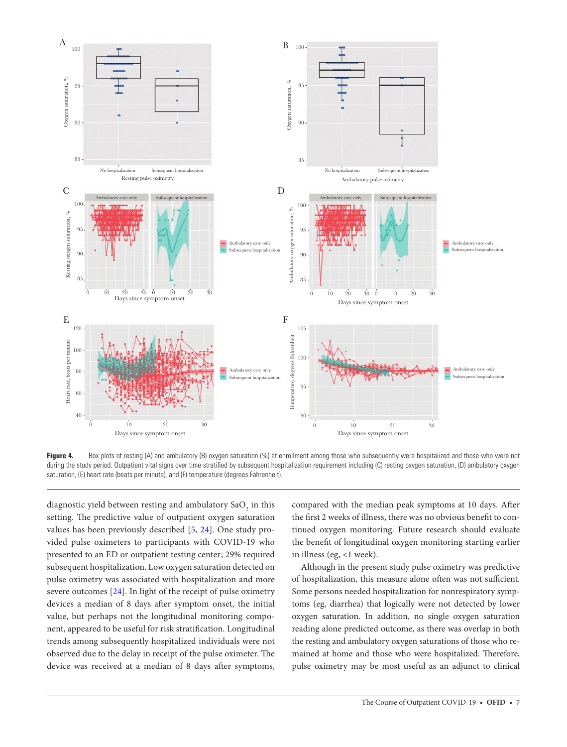**Figure 4.** Box plots of resting (A) and ambulatory (B) oxygen saturation (%) at enrollment among those who subsequently were hospitalized and those who were not during the study period. Outpatient vital signs over time stratified by subsequent hospitalization requirement including (C) resting oxygen saturation, (D) ambulatory oxygen saturation, (E) heart rate (beats per minute), and (F) temperature (degrees Fahrenheit).

diagnostic yield between resting and ambulatory $SaO_2$ in this setting. The predictive value of outpatient oxygen saturation values has been previously described [5, 24]. One study provided pulse oximeters to participants with COVID-19 who presented to an ED or outpatient testing center; 29% required subsequent hospitalization. Low oxygen saturation detected on pulse oximetry was associated with hospitalization and more severe outcomes [24]. In light of the receipt of pulse oximetry devices a median of 8 days after symptom onset, the initial value, but perhaps not the longitudinal monitoring component, appeared to be useful for risk stratification. Longitudinal trends among subsequently hospitalized individuals were not observed due to the delay in receipt of the pulse oximeter. The device was received at a median of 8 days after symptoms, compared with the median peak symptoms at 10 days. After the first 2 weeks of illness, there was no obvious benefit to continued oxygen monitoring. Future research should evaluate the benefit of longitudinal oxygen monitoring starting earlier in illness (eg, <1 week).

Although in the present study pulse oximetry was predictive of hospitalization, this measure alone often was not sufficient. Some persons needed hospitalization for nonrespiratory symptoms (eg, diarrhea) that logically were not detected by lower oxygen saturation. In addition, no single oxygen saturation reading alone predicted outcome, as there was overlap in both the resting and ambulatory oxygen saturations of those who remained at home and those who were hospitalized. Therefore, pulse oximetry may be most useful as an adjunct to clinical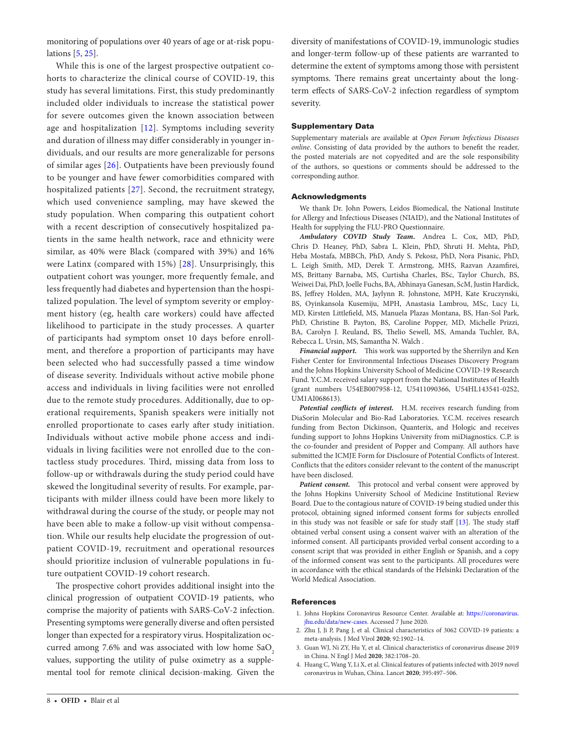monitoring of populations over 40 years of age or at-risk populations [5, 25].

While this is one of the largest prospective outpatient cohorts to characterize the clinical course of COVID-19, this study has several limitations. First, this study predominantly included older individuals to increase the statistical power for severe outcomes given the known association between age and hospitalization [12]. Symptoms including severity and duration of illness may differ considerably in younger individuals, and our results are more generalizable for persons of similar ages [26]. Outpatients have been previously found to be younger and have fewer comorbidities compared with hospitalized patients [27]. Second, the recruitment strategy, which used convenience sampling, may have skewed the study population. When comparing this outpatient cohort with a recent description of consecutively hospitalized patients in the same health network, race and ethnicity were similar, as 40% were Black (compared with 39%) and 16% were Latinx (compared with 15%) [28]. Unsurprisingly, this outpatient cohort was younger, more frequently female, and less frequently had diabetes and hypertension than the hospitalized population. The level of symptom severity or employment history (eg, health care workers) could have affected likelihood to participate in the study processes. A quarter of participants had symptom onset 10 days before enrollment, and therefore a proportion of participants may have been selected who had successfully passed a time window of disease severity. Individuals without active mobile phone access and individuals in living facilities were not enrolled due to the remote study procedures. Additionally, due to operational requirements, Spanish speakers were initially not enrolled proportionate to cases early after study initiation. Individuals without active mobile phone access and individuals in living facilities were not enrolled due to the contactless study procedures. Third, missing data from loss to follow-up or withdrawals during the study period could have skewed the longitudinal severity of results. For example, participants with milder illness could have been more likely to withdrawal during the course of the study, or people may not have been able to make a follow-up visit without compensation. While our results help elucidate the progression of outpatient COVID-19, recruitment and operational resources should prioritize inclusion of vulnerable populations in future outpatient COVID-19 cohort research.

The prospective cohort provides additional insight into the clinical progression of outpatient COVID-19 patients, who comprise the majority of patients with SARS-CoV-2 infection. Presenting symptoms were generally diverse and often persisted longer than expected for a respiratory virus. Hospitalization occurred among 7.6% and was associated with low home $SaO_2$ values, supporting the utility of pulse oximetry as a supplemental tool for remote clinical decision-making. Given the diversity of manifestations of COVID-19, immunologic studies and longer-term follow-up of these patients are warranted to determine the extent of symptoms among those with persistent symptoms. There remains great uncertainty about the long-term effects of SARS-CoV-2 infection regardless of symptom severity.

## Supplementary Data

Supplementary materials are available at *Open Forum Infectious Diseases online*. Consisting of data provided by the authors to benefit the reader, the posted materials are not copyedited and are the sole responsibility of the authors, so questions or comments should be addressed to the corresponding author.

## Acknowledgments

We thank Dr. John Powers, Leidos Biomedical, the National Institute for Allergy and Infectious Diseases (NIAID), and the National Institutes of Health for supplying the FLU-PRO Questionnaire.

***Ambulatory COVID Study Team.*** Andrea L. Cox, MD, PhD, Chris D. Heaney, PhD, Sabra L. Klein, PhD, Shruti H. Mehta, PhD, Heba Mostafa, MBBCh, PhD, Andy S. Pekosz, PhD, Nora Pisanic, PhD, L. Leigh Smith, MD, Derek T. Armstrong, MHS, Razvan Azamfirei, MS, Brittany Barnaba, MS, Curtisha Charles, BSc, Taylor Church, BS, Weiwei Dai, PhD, Joelle Fuchs, BA, Abhinaya Ganesan, ScM, Justin Hardick, BS, Jeffrey Holden, MA, Jaylynn R. Johnstone, MPH, Kate Kruczynski, BS, Oyinkansola Kusemiju, MPH, Anastasia Lambrou, MSc, Lucy Li, MD, Kirsten Littlefield, MS, Manuela Plazas Montana, BS, Han-Sol Park, PhD, Christine B. Payton, BS, Caroline Popper, MD, Michelle Prizzi, BA, Carolyn J. Reuland, BS, Thelio Sewell, MS, Amanda Tuchler, BA, Rebecca L. Ursin, MS, Samantha N. Walch .

***Financial support.*** This work was supported by the Sherrilyn and Ken Fisher Center for Environmental Infectious Diseases Discovery Program and the Johns Hopkins University School of Medicine COVID-19 Research Fund. Y.C.M. received salary support from the National Institutes of Health (grant numbers U54EB007958-12, U5411090366, U54HL143541-02S2, UM1AI068613).

***Potential conflicts of interest.*** H.M. receives research funding from DiaSorin Molecular and Bio-Rad Laboratories. Y.C.M. receives research funding from Becton Dickinson, Quanterix, and Hologic and receives funding support to Johns Hopkins University from miDiagnostics. C.P. is the co-founder and president of Popper and Company. All authors have submitted the ICMJE Form for Disclosure of Potential Conflicts of Interest. Conflicts that the editors consider relevant to the content of the manuscript have been disclosed.

***Patient consent.*** This protocol and verbal consent were approved by the Johns Hopkins University School of Medicine Institutional Review Board. Due to the contagious nature of COVID-19 being studied under this protocol, obtaining signed informed consent forms for subjects enrolled in this study was not feasible or safe for study staff [13]. The study staff obtained verbal consent using a consent waiver with an alteration of the informed consent. All participants provided verbal consent according to a consent script that was provided in either English or Spanish, and a copy of the informed consent was sent to the participants. All procedures were in accordance with the ethical standards of the Helsinki Declaration of the World Medical Association.

## References

1. Johns Hopkins Coronavirus Resource Center. Available at: https://coronavirus.jhu.edu/data/new-cases. Accessed 7 June 2020.
2. Zhu J, Ji P, Pang J, et al. Clinical characteristics of 3062 COVID-19 patients: a meta-analysis. J Med Virol **2020**; 92:1902–14.
3. Guan WJ, Ni ZY, Hu Y, et al. Clinical characteristics of coronavirus disease 2019 in China. N Engl J Med **2020**; 382:1708–20.
4. Huang C, Wang Y, Li X, et al. Clinical features of patients infected with 2019 novel coronavirus in Wuhan, China. Lancet **2020**; 395:497–506.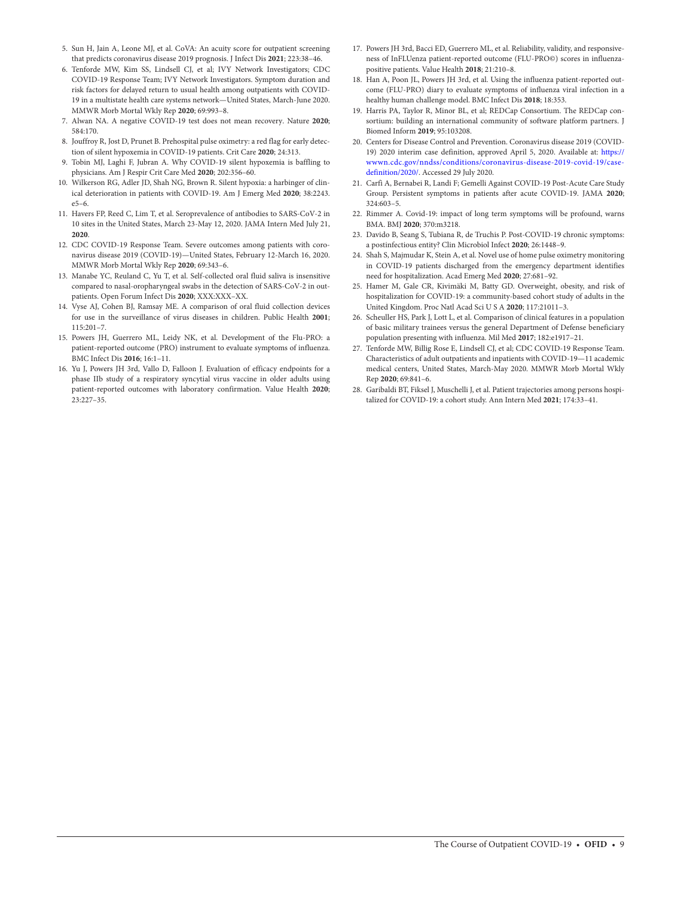5. Sun H, Jain A, Leone MJ, et al. CoVA: An acuity score for outpatient screening that predicts coronavirus disease 2019 prognosis. J Infect Dis **2021**; 223:38–46.
6. Tenforde MW, Kim SS, Lindsell CJ, et al; IVY Network Investigators; CDC COVID-19 Response Team; IVY Network Investigators. Symptom duration and risk factors for delayed return to usual health among outpatients with COVID-19 in a multistate health care systems network—United States, March-June 2020. MMWR Morb Mortal Wkly Rep **2020**; 69:993–8.
7. Alwan NA. A negative COVID-19 test does not mean recovery. Nature **2020**; 584:170.
8. Jouffroy R, Jost D, Prunet B. Prehospital pulse oximetry: a red flag for early detection of silent hypoxemia in COVID-19 patients. Crit Care **2020**; 24:313.
9. Tobin MJ, Laghi F, Jubran A. Why COVID-19 silent hypoxemia is baffling to physicians. Am J Respir Crit Care Med **2020**; 202:356–60.
10. Wilkerson RG, Adler JD, Shah NG, Brown R. Silent hypoxia: a harbinger of clinical deterioration in patients with COVID-19. Am J Emerg Med **2020**; 38:2243.e5–6.
11. Havers FP, Reed C, Lim T, et al. Seroprevalence of antibodies to SARS-CoV-2 in 10 sites in the United States, March 23-May 12, 2020. JAMA Intern Med July 21, **2020**.
12. CDC COVID-19 Response Team. Severe outcomes among patients with coronavirus disease 2019 (COVID-19)—United States, February 12-March 16, 2020. MMWR Morb Mortal Wkly Rep **2020**; 69:343–6.
13. Manabe YC, Reuland C, Yu T, et al. Self-collected oral fluid saliva is insensitive compared to nasal-oropharyngeal swabs in the detection of SARS-CoV-2 in outpatients. Open Forum Infect Dis **2020**; XXX:XXX–XX.
14. Vyse AJ, Cohen BJ, Ramsay ME. A comparison of oral fluid collection devices for use in the surveillance of virus diseases in children. Public Health **2001**; 115:201–7.
15. Powers JH, Guerrero ML, Leidy NK, et al. Development of the Flu-PRO: a patient-reported outcome (PRO) instrument to evaluate symptoms of influenza. BMC Infect Dis **2016**; 16:1–11.
16. Yu J, Powers JH 3rd, Vallo D, Falloon J. Evaluation of efficacy endpoints for a phase IIb study of a respiratory syncytial virus vaccine in older adults using patient-reported outcomes with laboratory confirmation. Value Health **2020**; 23:227–35.
17. Powers JH 3rd, Bacci ED, Guerrero ML, et al. Reliability, validity, and responsiveness of InFLUenza patient-reported outcome (FLU-PRO©) scores in influenza-positive patients. Value Health **2018**; 21:210–8.
18. Han A, Poon JL, Powers JH 3rd, et al. Using the influenza patient-reported outcome (FLU-PRO) diary to evaluate symptoms of influenza viral infection in a healthy human challenge model. BMC Infect Dis **2018**; 18:353.
19. Harris PA, Taylor R, Minor BL, et al; REDCap Consortium. The REDCap consortium: building an international community of software platform partners. J Biomed Inform **2019**; 95:103208.
20. Centers for Disease Control and Prevention. Coronavirus disease 2019 (COVID-19) 2020 interim case definition, approved April 5, 2020. Available at: https://wwwn.cdc.gov/nndss/conditions/coronavirus-disease-2019-covid-19/case-definition/2020/. Accessed 29 July 2020.
21. Carfì A, Bernabei R, Landi F; Gemelli Against COVID-19 Post-Acute Care Study Group. Persistent symptoms in patients after acute COVID-19. JAMA **2020**; 324:603–5.
22. Rimmer A. Covid-19: impact of long term symptoms will be profound, warns BMA. BMJ **2020**; 370:m3218.
23. Davido B, Seang S, Tubiana R, de Truchis P. Post-COVID-19 chronic symptoms: a postinfectious entity? Clin Microbiol Infect **2020**; 26:1448–9.
24. Shah S, Majmudar K, Stein A, et al. Novel use of home pulse oximetry monitoring in COVID-19 patients discharged from the emergency department identifies need for hospitalization. Acad Emerg Med **2020**; 27:681–92.
25. Hamer M, Gale CR, Kivimäki M, Batty GD. Overweight, obesity, and risk of hospitalization for COVID-19: a community-based cohort study of adults in the United Kingdom. Proc Natl Acad Sci U S A **2020**; 117:21011–3.
26. Scheuller HS, Park J, Lott L, et al. Comparison of clinical features in a population of basic military trainees versus the general Department of Defense beneficiary population presenting with influenza. Mil Med **2017**; 182:e1917–21.
27. Tenforde MW, Billig Rose E, Lindsell CJ, et al; CDC COVID-19 Response Team. Characteristics of adult outpatients and inpatients with COVID-19—11 academic medical centers, United States, March-May 2020. MMWR Morb Mortal Wkly Rep **2020**; 69:841–6.
28. Garibaldi BT, Fiksel J, Muschelli J, et al. Patient trajectories among persons hospitalized for COVID-19: a cohort study. Ann Intern Med **2021**; 174:33–41.